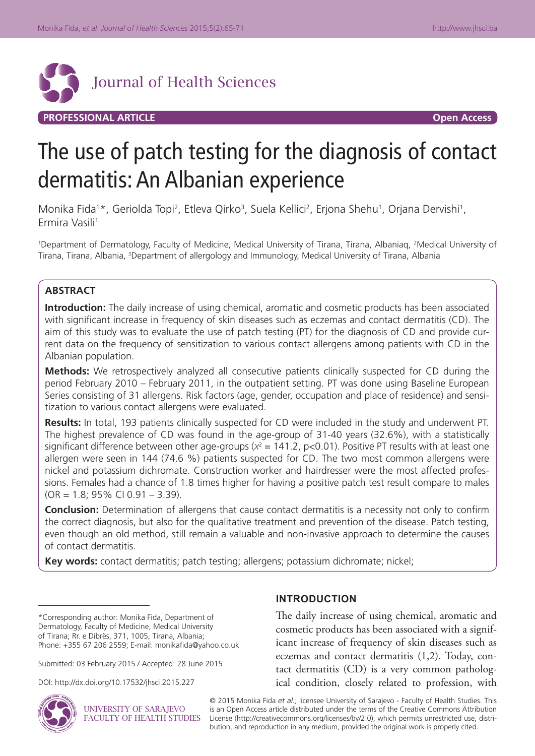Journal of Health Sciences

**PROFESSIONAL ARTICLE** **Open Access**

# The use of patch testing for the diagnosis of contact dermatitis: An Albanian experience

Monika Fida[1]*, Geriolda Topi[2], Etleva Qirko[3], Suela Kellici[2], Erjona Shehu[1], Orjana Dervishi[1], Ermira Vasili[1]

[1]Department of Dermatology, Faculty of Medicine, Medical University of Tirana, Tirana, Albaniaq, [2]Medical University of Tirana, Tirana, Albania, [3]Department of allergology and Immunology, Medical University of Tirana, Albania

## ABSTRACT

**Introduction:** The daily increase of using chemical, aromatic and cosmetic products has been associated with significant increase in frequency of skin diseases such as eczemas and contact dermatitis (CD). The aim of this study was to evaluate the use of patch testing (PT) for the diagnosis of CD and provide current data on the frequency of sensitization to various contact allergens among patients with CD in the Albanian population.

**Methods:** We retrospectively analyzed all consecutive patients clinically suspected for CD during the period February 2010 – February 2011, in the outpatient setting. PT was done using Baseline European Series consisting of 31 allergens. Risk factors (age, gender, occupation and place of residence) and sensitization to various contact allergens were evaluated.

**Results:** In total, 193 patients clinically suspected for CD were included in the study and underwent PT. The highest prevalence of CD was found in the age-group of 31-40 years (32.6%), with a statistically significant difference between other age-groups ($x^2$ = 141.2, p<0.01). Positive PT results with at least one allergen were seen in 144 (74.6 %) patients suspected for CD. The two most common allergens were nickel and potassium dichromate. Construction worker and hairdresser were the most affected professions. Females had a chance of 1.8 times higher for having a positive patch test result compare to males (OR = 1.8; 95% CI 0.91 – 3.39).

**Conclusion:** Determination of allergens that cause contact dermatitis is a necessity not only to confirm the correct diagnosis, but also for the qualitative treatment and prevention of the disease. Patch testing, even though an old method, still remain a valuable and non-invasive approach to determine the causes of contact dermatitis.

**Key words:** contact dermatitis; patch testing; allergens; potassium dichromate; nickel;

*Corresponding author: Monika Fida, Department of Dermatology, Faculty of Medicine, Medical University of Tirana; Rr. e Dibrës, 371, 1005, Tirana, Albania; Phone: +355 67 206 2559; E-mail: monikafida@yahoo.co.uk

Submitted: 03 February 2015 / Accepted: 28 June 2015

DOI: http://dx.doi.org/10.17532/jhsci.2015.227

## INTRODUCTION

The daily increase of using chemical, aromatic and cosmetic products has been associated with a significant increase of frequency of skin diseases such as eczemas and contact dermatitis (1,2). Today, contact dermatitis (CD) is a very common pathological condition, closely related to profession, with

UNIVERSITY OF SARAJEVO
FACULTY OF HEALTH STUDIES

© 2015 Monika Fida *et al.*; licensee University of Sarajevo - Faculty of Health Studies. This is an Open Access article distributed under the terms of the Creative Commons Attribution License (http://creativecommons.org/licenses/by/2.0), which permits unrestricted use, distribution, and reproduction in any medium, provided the original work is properly cited.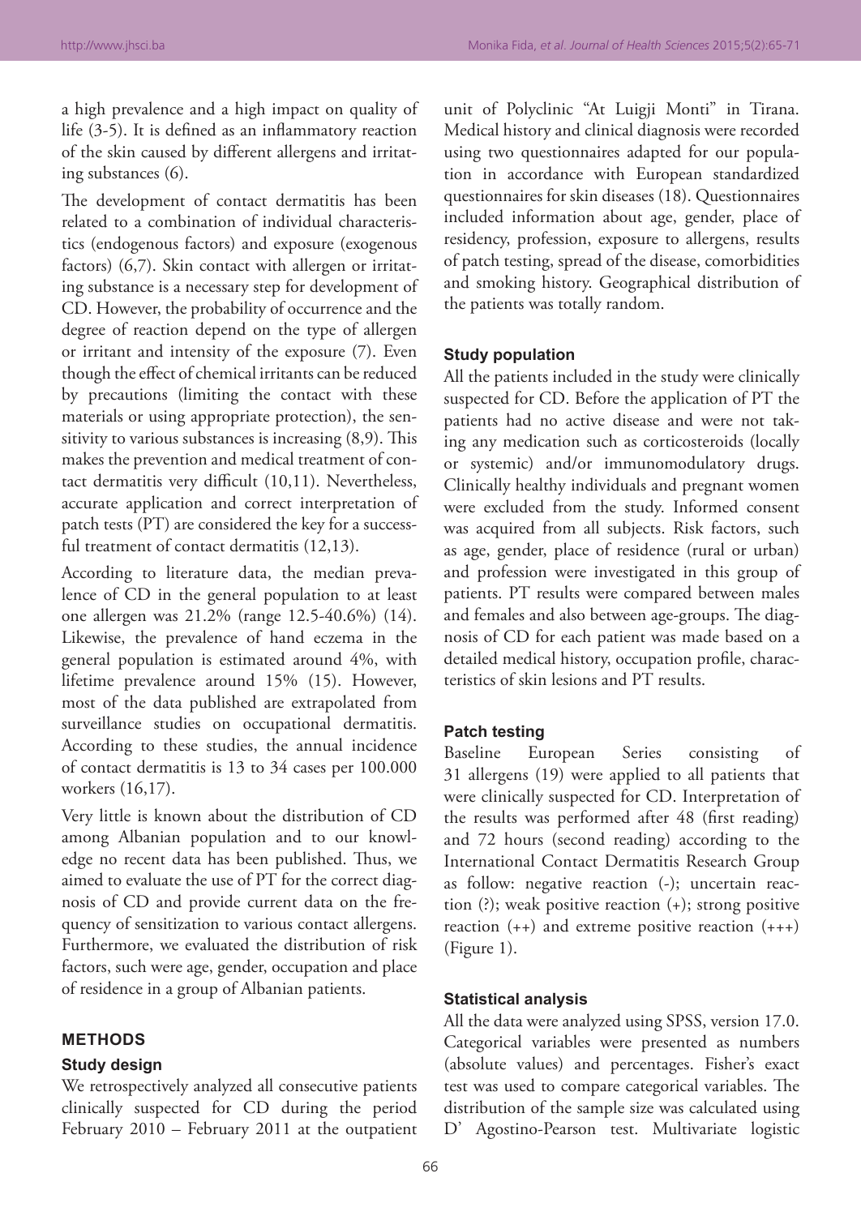a high prevalence and a high impact on quality of life (3-5). It is defined as an inflammatory reaction of the skin caused by different allergens and irritating substances (6).

The development of contact dermatitis has been related to a combination of individual characteristics (endogenous factors) and exposure (exogenous factors) (6,7). Skin contact with allergen or irritating substance is a necessary step for development of CD. However, the probability of occurrence and the degree of reaction depend on the type of allergen or irritant and intensity of the exposure (7). Even though the effect of chemical irritants can be reduced by precautions (limiting the contact with these materials or using appropriate protection), the sensitivity to various substances is increasing (8,9). This makes the prevention and medical treatment of contact dermatitis very difficult (10,11). Nevertheless, accurate application and correct interpretation of patch tests (PT) are considered the key for a successful treatment of contact dermatitis (12,13).

According to literature data, the median prevalence of CD in the general population to at least one allergen was 21.2% (range 12.5-40.6%) (14). Likewise, the prevalence of hand eczema in the general population is estimated around 4%, with lifetime prevalence around 15% (15). However, most of the data published are extrapolated from surveillance studies on occupational dermatitis. According to these studies, the annual incidence of contact dermatitis is 13 to 34 cases per 100.000 workers (16,17).

Very little is known about the distribution of CD among Albanian population and to our knowledge no recent data has been published. Thus, we aimed to evaluate the use of PT for the correct diagnosis of CD and provide current data on the frequency of sensitization to various contact allergens. Furthermore, we evaluated the distribution of risk factors, such were age, gender, occupation and place of residence in a group of Albanian patients.

## METHODS

### Study design

We retrospectively analyzed all consecutive patients clinically suspected for CD during the period February 2010 – February 2011 at the outpatient unit of Polyclinic "At Luigji Monti" in Tirana. Medical history and clinical diagnosis were recorded using two questionnaires adapted for our population in accordance with European standardized questionnaires for skin diseases (18). Questionnaires included information about age, gender, place of residency, profession, exposure to allergens, results of patch testing, spread of the disease, comorbidities and smoking history. Geographical distribution of the patients was totally random.

### Study population

All the patients included in the study were clinically suspected for CD. Before the application of PT the patients had no active disease and were not taking any medication such as corticosteroids (locally or systemic) and/or immunomodulatory drugs. Clinically healthy individuals and pregnant women were excluded from the study. Informed consent was acquired from all subjects. Risk factors, such as age, gender, place of residence (rural or urban) and profession were investigated in this group of patients. PT results were compared between males and females and also between age-groups. The diagnosis of CD for each patient was made based on a detailed medical history, occupation profile, characteristics of skin lesions and PT results.

### Patch testing

Baseline European Series consisting of 31 allergens (19) were applied to all patients that were clinically suspected for CD. Interpretation of the results was performed after 48 (first reading) and 72 hours (second reading) according to the International Contact Dermatitis Research Group as follow: negative reaction (-); uncertain reaction (?); weak positive reaction (+); strong positive reaction (++) and extreme positive reaction (+++) (Figure 1).

### Statistical analysis

All the data were analyzed using SPSS, version 17.0. Categorical variables were presented as numbers (absolute values) and percentages. Fisher's exact test was used to compare categorical variables. The distribution of the sample size was calculated using D' Agostino-Pearson test. Multivariate logistic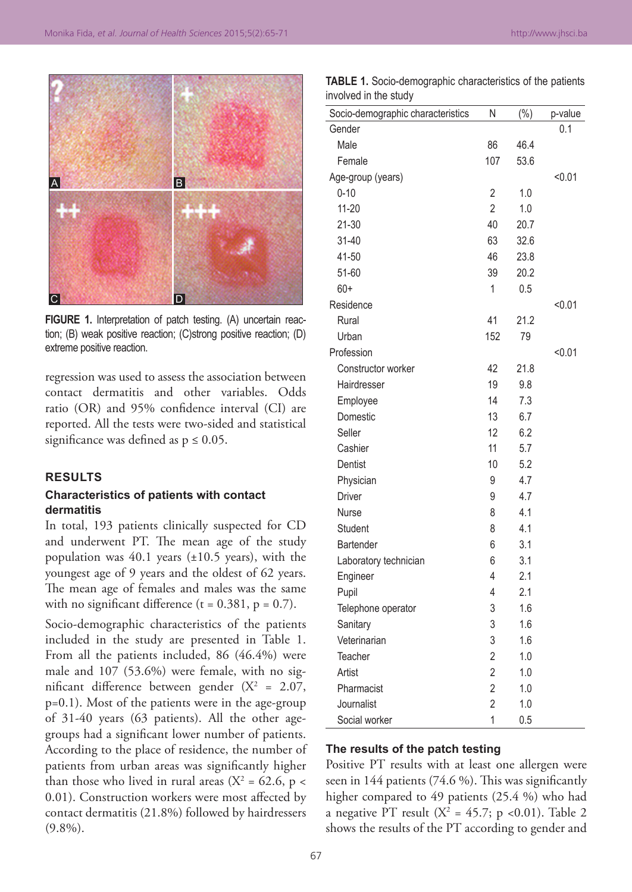FIGURE 1. Interpretation of patch testing. (A) uncertain reaction; (B) weak positive reaction; (C)strong positive reaction; (D) extreme positive reaction.

regression was used to assess the association between contact dermatitis and other variables. Odds ratio (OR) and 95% confidence interval (CI) are reported. All the tests were two-sided and statistical significance was defined as $p \leq 0.05$.

## RESULTS

### Characteristics of patients with contact dermatitis

In total, 193 patients clinically suspected for CD and underwent PT. The mean age of the study population was 40.1 years (±10.5 years), with the youngest age of 9 years and the oldest of 62 years. The mean age of females and males was the same with no significant difference ($t = 0.381$, $p = 0.7$).

Socio-demographic characteristics of the patients included in the study are presented in Table 1. From all the patients included, 86 (46.4%) were male and 107 (53.6%) were female, with no significant difference between gender ($X^2 = 2.07$, $p=0.1$). Most of the patients were in the age-group of 31-40 years (63 patients). All the other age-groups had a significant lower number of patients. According to the place of residence, the number of patients from urban areas was significantly higher than those who lived in rural areas ($X^2 = 62.6$, $p < 0.01$). Construction workers were most affected by contact dermatitis (21.8%) followed by hairdressers (9.8%).

**TABLE 1.** Socio-demographic characteristics of the patients involved in the study

| Socio-demographic characteristics | N | (%) | p-value |
|---|---|---|---|
| Gender | | | 0.1 |
| Male | 86 | 46.4 | |
| Female | 107 | 53.6 | |
| Age-group (years) | | | <0.01 |
| 0-10 | 2 | 1.0 | |
| 11-20 | 2 | 1.0 | |
| 21-30 | 40 | 20.7 | |
| 31-40 | 63 | 32.6 | |
| 41-50 | 46 | 23.8 | |
| 51-60 | 39 | 20.2 | |
| 60+ | 1 | 0.5 | |
| Residence | | | <0.01 |
| Rural | 41 | 21.2 | |
| Urban | 152 | 79 | |
| Profession | | | <0.01 |
| Constructor worker | 42 | 21.8 | |
| Hairdresser | 19 | 9.8 | |
| Employee | 14 | 7.3 | |
| Domestic | 13 | 6.7 | |
| Seller | 12 | 6.2 | |
| Cashier | 11 | 5.7 | |
| Dentist | 10 | 5.2 | |
| Physician | 9 | 4.7 | |
| Driver | 9 | 4.7 | |
| Nurse | 8 | 4.1 | |
| Student | 8 | 4.1 | |
| Bartender | 6 | 3.1 | |
| Laboratory technician | 6 | 3.1 | |
| Engineer | 4 | 2.1 | |
| Pupil | 4 | 2.1 | |
| Telephone operator | 3 | 1.6 | |
| Sanitary | 3 | 1.6 | |
| Veterinarian | 3 | 1.6 | |
| Teacher | 2 | 1.0 | |
| Artist | 2 | 1.0 | |
| Pharmacist | 2 | 1.0 | |
| Journalist | 2 | 1.0 | |
| Social worker | 1 | 0.5 | |

### The results of the patch testing

Positive PT results with at least one allergen were seen in 144 patients (74.6 %). This was significantly higher compared to 49 patients (25.4 %) who had a negative PT result ($X^2 = 45.7$; $p <0.01$). Table 2 shows the results of the PT according to gender and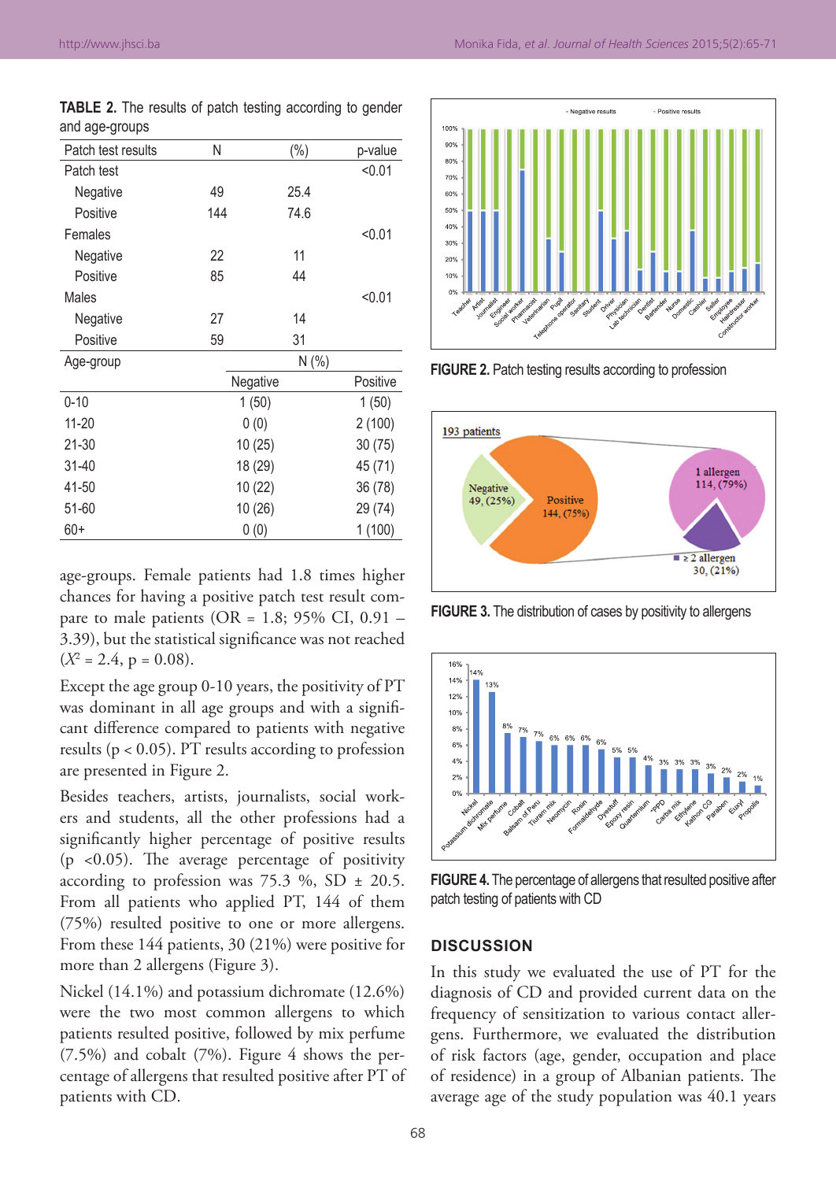**TABLE 2.** The results of patch testing according to gender and age-groups

| Patch test results | N | (%) | p-value |
|---|---|---|---|
| Patch test | | | <0.01 |
| Negative | 49 | 25.4 | |
| Positive | 144 | 74.6 | |
| Females | | | <0.01 |
| Negative | 22 | 11 | |
| Positive | 85 | 44 | |
| Males | | | <0.01 |
| Negative | 27 | 14 | |
| Positive | 59 | 31 | |

| Age-group | N (%) | |
|---|---|---|
| | Negative | Positive |
| 0-10 | 1 (50) | 1 (50) |
| 11-20 | 0 (0) | 2 (100) |
| 21-30 | 10 (25) | 30 (75) |
| 31-40 | 18 (29) | 45 (71) |
| 41-50 | 10 (22) | 36 (78) |
| 51-60 | 10 (26) | 29 (74) |
| 60+ | 0 (0) | 1 (100) |

age-groups. Female patients had 1.8 times higher chances for having a positive patch test result compare to male patients (OR = 1.8; 95% CI, 0.91 – 3.39), but the statistical significance was not reached ($X^2$ = 2.4, p = 0.08).

Except the age group 0-10 years, the positivity of PT was dominant in all age groups and with a significant difference compared to patients with negative results ($p < 0.05$). PT results according to profession are presented in Figure 2.

Besides teachers, artists, journalists, social workers and students, all the other professions had a significantly higher percentage of positive results ($p < 0.05$). The average percentage of positivity according to profession was 75.3 %, SD ± 20.5. From all patients who applied PT, 144 of them (75%) resulted positive to one or more allergens. From these 144 patients, 30 (21%) were positive for more than 2 allergens (Figure 3).

Nickel (14.1%) and potassium dichromate (12.6%) were the two most common allergens to which patients resulted positive, followed by mix perfume (7.5%) and cobalt (7%). Figure 4 shows the percentage of allergens that resulted positive after PT of patients with CD.

**FIGURE 2.** Patch testing results according to profession

**FIGURE 3.** The distribution of cases by positivity to allergens

**FIGURE 4.** The percentage of allergens that resulted positive after patch testing of patients with CD

## DISCUSSION

In this study we evaluated the use of PT for the diagnosis of CD and provided current data on the frequency of sensitization to various contact allergens. Furthermore, we evaluated the distribution of risk factors (age, gender, occupation and place of residence) in a group of Albanian patients. The average age of the study population was 40.1 years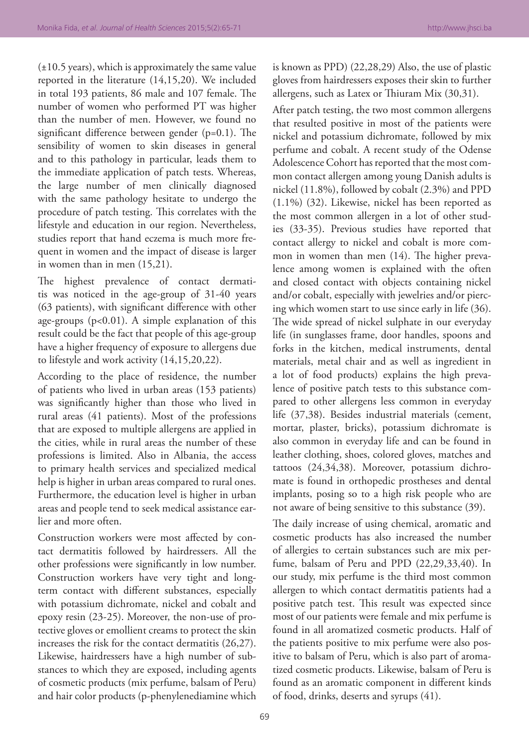(±10.5 years), which is approximately the same value reported in the literature (14,15,20). We included in total 193 patients, 86 male and 107 female. The number of women who performed PT was higher than the number of men. However, we found no significant difference between gender (p=0.1). The sensibility of women to skin diseases in general and to this pathology in particular, leads them to the immediate application of patch tests. Whereas, the large number of men clinically diagnosed with the same pathology hesitate to undergo the procedure of patch testing. This correlates with the lifestyle and education in our region. Nevertheless, studies report that hand eczema is much more frequent in women and the impact of disease is larger in women than in men (15,21).

The highest prevalence of contact dermatitis was noticed in the age-group of 31-40 years (63 patients), with significant difference with other age-groups (p<0.01). A simple explanation of this result could be the fact that people of this age-group have a higher frequency of exposure to allergens due to lifestyle and work activity (14,15,20,22).

According to the place of residence, the number of patients who lived in urban areas (153 patients) was significantly higher than those who lived in rural areas (41 patients). Most of the professions that are exposed to multiple allergens are applied in the cities, while in rural areas the number of these professions is limited. Also in Albania, the access to primary health services and specialized medical help is higher in urban areas compared to rural ones. Furthermore, the education level is higher in urban areas and people tend to seek medical assistance earlier and more often.

Construction workers were most affected by contact dermatitis followed by hairdressers. All the other professions were significantly in low number. Construction workers have very tight and long-term contact with different substances, especially with potassium dichromate, nickel and cobalt and epoxy resin (23-25). Moreover, the non-use of protective gloves or emollient creams to protect the skin increases the risk for the contact dermatitis (26,27). Likewise, hairdressers have a high number of substances to which they are exposed, including agents of cosmetic products (mix perfume, balsam of Peru) and hair color products (p-phenylenediamine which is known as PPD) (22,28,29) Also, the use of plastic gloves from hairdressers exposes their skin to further allergens, such as Latex or Thiuram Mix (30,31).

After patch testing, the two most common allergens that resulted positive in most of the patients were nickel and potassium dichromate, followed by mix perfume and cobalt. A recent study of the Odense Adolescence Cohort has reported that the most common contact allergen among young Danish adults is nickel (11.8%), followed by cobalt (2.3%) and PPD (1.1%) (32). Likewise, nickel has been reported as the most common allergen in a lot of other studies (33-35). Previous studies have reported that contact allergy to nickel and cobalt is more common in women than men (14). The higher prevalence among women is explained with the often and closed contact with objects containing nickel and/or cobalt, especially with jewelries and/or piercing which women start to use since early in life (36). The wide spread of nickel sulphate in our everyday life (in sunglasses frame, door handles, spoons and forks in the kitchen, medical instruments, dental materials, metal chair and as well as ingredient in a lot of food products) explains the high prevalence of positive patch tests to this substance compared to other allergens less common in everyday life (37,38). Besides industrial materials (cement, mortar, plaster, bricks), potassium dichromate is also common in everyday life and can be found in leather clothing, shoes, colored gloves, matches and tattoos (24,34,38). Moreover, potassium dichromate is found in orthopedic prostheses and dental implants, posing so to a high risk people who are not aware of being sensitive to this substance (39).

The daily increase of using chemical, aromatic and cosmetic products has also increased the number of allergies to certain substances such are mix perfume, balsam of Peru and PPD (22,29,33,40). In our study, mix perfume is the third most common allergen to which contact dermatitis patients had a positive patch test. This result was expected since most of our patients were female and mix perfume is found in all aromatized cosmetic products. Half of the patients positive to mix perfume were also positive to balsam of Peru, which is also part of aromatized cosmetic products. Likewise, balsam of Peru is found as an aromatic component in different kinds of food, drinks, deserts and syrups (41).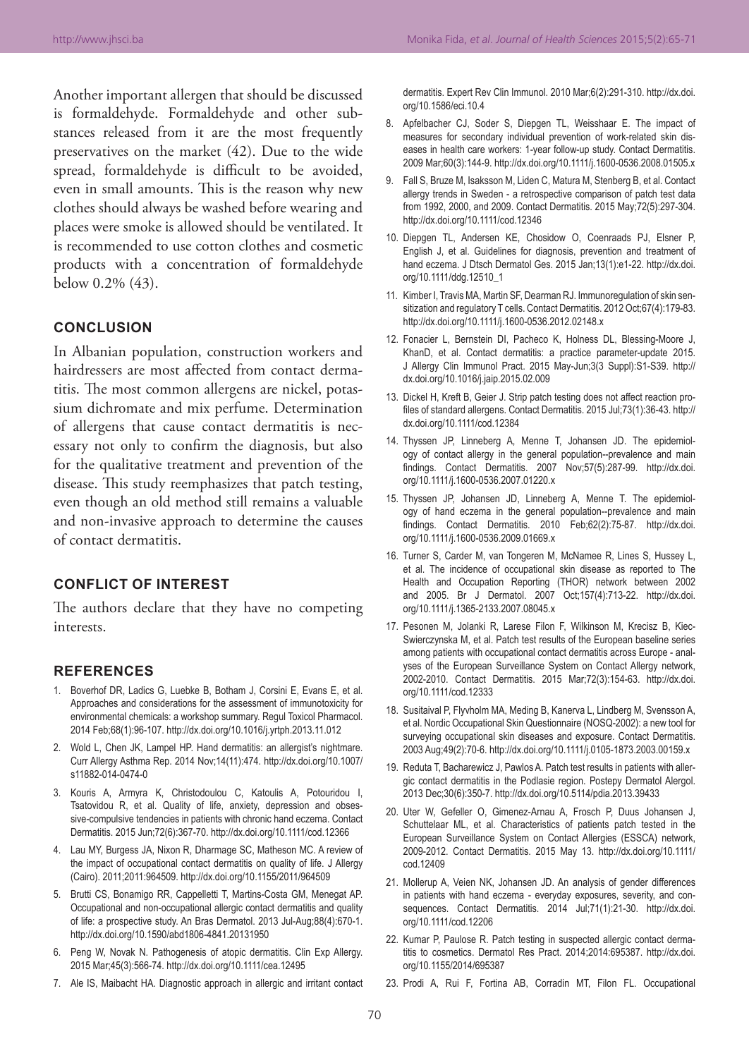Another important allergen that should be discussed is formaldehyde. Formaldehyde and other substances released from it are the most frequently preservatives on the market (42). Due to the wide spread, formaldehyde is difficult to be avoided, even in small amounts. This is the reason why new clothes should always be washed before wearing and places were smoke is allowed should be ventilated. It is recommended to use cotton clothes and cosmetic products with a concentration of formaldehyde below 0.2% (43).

## CONCLUSION

In Albanian population, construction workers and hairdressers are most affected from contact dermatitis. The most common allergens are nickel, potassium dichromate and mix perfume. Determination of allergens that cause contact dermatitis is necessary not only to confirm the diagnosis, but also for the qualitative treatment and prevention of the disease. This study reemphasizes that patch testing, even though an old method still remains a valuable and non-invasive approach to determine the causes of contact dermatitis.

## CONFLICT OF INTEREST

The authors declare that they have no competing interests.

## REFERENCES

1. Boverhof DR, Ladics G, Luebke B, Botham J, Corsini E, Evans E, et al. Approaches and considerations for the assessment of immunotoxicity for environmental chemicals: a workshop summary. Regul Toxicol Pharmacol. 2014 Feb;68(1):96-107. http://dx.doi.org/10.1016/j.yrtph.2013.11.012
2. Wold L, Chen JK, Lampel HP. Hand dermatitis: an allergist's nightmare. Curr Allergy Asthma Rep. 2014 Nov;14(11):474. http://dx.doi.org/10.1007/s11882-014-0474-0
3. Kouris A, Armyra K, Christodoulou C, Katoulis A, Potouridou I, Tsatovidou R, et al. Quality of life, anxiety, depression and obsessive-compulsive tendencies in patients with chronic hand eczema. Contact Dermatitis. 2015 Jun;72(6):367-70. http://dx.doi.org/10.1111/cod.12366
4. Lau MY, Burgess JA, Nixon R, Dharmage SC, Matheson MC. A review of the impact of occupational contact dermatitis on quality of life. J Allergy (Cairo). 2011;2011:964509. http://dx.doi.org/10.1155/2011/964509
5. Brutti CS, Bonamigo RR, Cappelletti T, Martins-Costa GM, Menegat AP. Occupational and non-occupational allergic contact dermatitis and quality of life: a prospective study. An Bras Dermatol. 2013 Jul-Aug;88(4):670-1. http://dx.doi.org/10.1590/abd1806-4841.20131950
6. Peng W, Novak N. Pathogenesis of atopic dermatitis. Clin Exp Allergy. 2015 Mar;45(3):566-74. http://dx.doi.org/10.1111/cea.12495
7. Ale IS, Maibacht HA. Diagnostic approach in allergic and irritant contact dermatitis. Expert Rev Clin Immunol. 2010 Mar;6(2):291-310. http://dx.doi.org/10.1586/eci.10.4
8. Apfelbacher CJ, Soder S, Diepgen TL, Weisshaar E. The impact of measures for secondary individual prevention of work-related skin diseases in health care workers: 1-year follow-up study. Contact Dermatitis. 2009 Mar;60(3):144-9. http://dx.doi.org/10.1111/j.1600-0536.2008.01505.x
9. Fall S, Bruze M, Isaksson M, Liden C, Matura M, Stenberg B, et al. Contact allergy trends in Sweden - a retrospective comparison of patch test data from 1992, 2000, and 2009. Contact Dermatitis. 2015 May;72(5):297-304. http://dx.doi.org/10.1111/cod.12346
10. Diepgen TL, Andersen KE, Chosidow O, Coenraads PJ, Elsner P, English J, et al. Guidelines for diagnosis, prevention and treatment of hand eczema. J Dtsch Dermatol Ges. 2015 Jan;13(1):e1-22. http://dx.doi.org/10.1111/ddg.12510_1
11. Kimber I, Travis MA, Martin SF, Dearman RJ. Immunoregulation of skin sensitization and regulatory T cells. Contact Dermatitis. 2012 Oct;67(4):179-83. http://dx.doi.org/10.1111/j.1600-0536.2012.02148.x
12. Fonacier L, Bernstein DI, Pacheco K, Holness DL, Blessing-Moore J, KhanD, et al. Contact dermatitis: a practice parameter-update 2015. J Allergy Clin Immunol Pract. 2015 May-Jun;3(3 Suppl):S1-S39. http://dx.doi.org/10.1016/j.jaip.2015.02.009
13. Dickel H, Kreft B, Geier J. Strip patch testing does not affect reaction profiles of standard allergens. Contact Dermatitis. 2015 Jul;73(1):36-43. http://dx.doi.org/10.1111/cod.12384
14. Thyssen JP, Linneberg A, Menne T, Johansen JD. The epidemiology of contact allergy in the general population--prevalence and main findings. Contact Dermatitis. 2007 Nov;57(5):287-99. http://dx.doi.org/10.1111/j.1600-0536.2007.01220.x
15. Thyssen JP, Johansen JD, Linneberg A, Menne T. The epidemiology of hand eczema in the general population--prevalence and main findings. Contact Dermatitis. 2010 Feb;62(2):75-87. http://dx.doi.org/10.1111/j.1600-0536.2009.01669.x
16. Turner S, Carder M, van Tongeren M, McNamee R, Lines S, Hussey L, et al. The incidence of occupational skin disease as reported to The Health and Occupation Reporting (THOR) network between 2002 and 2005. Br J Dermatol. 2007 Oct;157(4):713-22. http://dx.doi.org/10.1111/j.1365-2133.2007.08045.x
17. Pesonen M, Jolanki R, Larese Filon F, Wilkinson M, Krecisz B, Kiec-Swierczynska M, et al. Patch test results of the European baseline series among patients with occupational contact dermatitis across Europe - analyses of the European Surveillance System on Contact Allergy network, 2002-2010. Contact Dermatitis. 2015 Mar;72(3):154-63. http://dx.doi.org/10.1111/cod.12333
18. Susitaival P, Flyvholm MA, Meding B, Kanerva L, Lindberg M, Svensson A, et al. Nordic Occupational Skin Questionnaire (NOSQ-2002): a new tool for surveying occupational skin diseases and exposure. Contact Dermatitis. 2003 Aug;49(2):70-6. http://dx.doi.org/10.1111/j.0105-1873.2003.00159.x
19. Reduta T, Bacharewicz J, Pawlos A. Patch test results in patients with allergic contact dermatitis in the Podlasie region. Postepy Dermatol Alergol. 2013 Dec;30(6):350-7. http://dx.doi.org/10.5114/pdia.2013.39433
20. Uter W, Gefeller O, Gimenez-Arnau A, Frosch P, Duus Johansen J, Schuttelaar ML, et al. Characteristics of patients patch tested in the European Surveillance System on Contact Allergies (ESSCA) network, 2009-2012. Contact Dermatitis. 2015 May 13. http://dx.doi.org/10.1111/cod.12409
21. Mollerup A, Veien NK, Johansen JD. An analysis of gender differences in patients with hand eczema - everyday exposures, severity, and consequences. Contact Dermatitis. 2014 Jul;71(1):21-30. http://dx.doi.org/10.1111/cod.12206
22. Kumar P, Paulose R. Patch testing in suspected allergic contact dermatitis to cosmetics. Dermatol Res Pract. 2014;2014:695387. http://dx.doi.org/10.1155/2014/695387
23. Prodi A, Rui F, Fortina AB, Corradin MT, Filon FL. Occupational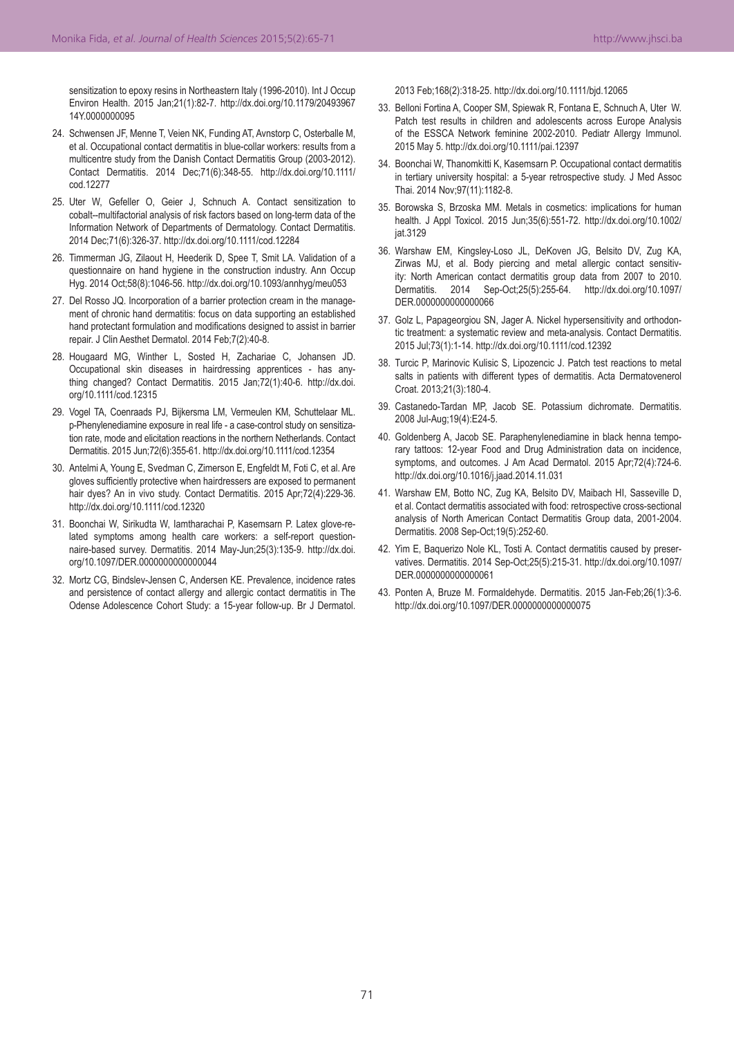sensitization to epoxy resins in Northeastern Italy (1996-2010). Int J Occup Environ Health. 2015 Jan;21(1):82-7. http://dx.doi.org/10.1179/2049396714Y.0000000095

24. Schwensen JF, Menne T, Veien NK, Funding AT, Avnstorp C, Osterballe M, et al. Occupational contact dermatitis in blue-collar workers: results from a multicentre study from the Danish Contact Dermatitis Group (2003-2012). Contact Dermatitis. 2014 Dec;71(6):348-55. http://dx.doi.org/10.1111/cod.12277
25. Uter W, Gefeller O, Geier J, Schnuch A. Contact sensitization to cobalt--multifactorial analysis of risk factors based on long-term data of the Information Network of Departments of Dermatology. Contact Dermatitis. 2014 Dec;71(6):326-37. http://dx.doi.org/10.1111/cod.12284
26. Timmerman JG, Zilaout H, Heederik D, Spee T, Smit LA. Validation of a questionnaire on hand hygiene in the construction industry. Ann Occup Hyg. 2014 Oct;58(8):1046-56. http://dx.doi.org/10.1093/annhyg/meu053
27. Del Rosso JQ. Incorporation of a barrier protection cream in the management of chronic hand dermatitis: focus on data supporting an established hand protectant formulation and modifications designed to assist in barrier repair. J Clin Aesthet Dermatol. 2014 Feb;7(2):40-8.
28. Hougaard MG, Winther L, Sosted H, Zachariae C, Johansen JD. Occupational skin diseases in hairdressing apprentices - has anything changed? Contact Dermatitis. 2015 Jan;72(1):40-6. http://dx.doi.org/10.1111/cod.12315
29. Vogel TA, Coenraads PJ, Bijkersma LM, Vermeulen KM, Schuttelaar ML. p-Phenylenediamine exposure in real life - a case-control study on sensitization rate, mode and elicitation reactions in the northern Netherlands. Contact Dermatitis. 2015 Jun;72(6):355-61. http://dx.doi.org/10.1111/cod.12354
30. Antelmi A, Young E, Svedman C, Zimerson E, Engfeldt M, Foti C, et al. Are gloves sufficiently protective when hairdressers are exposed to permanent hair dyes? An in vivo study. Contact Dermatitis. 2015 Apr;72(4):229-36. http://dx.doi.org/10.1111/cod.12320
31. Boonchai W, Sirikudta W, Iamtharachai P, Kasemsarn P. Latex glove-related symptoms among health care workers: a self-report questionnaire-based survey. Dermatitis. 2014 May-Jun;25(3):135-9. http://dx.doi.org/10.1097/DER.0000000000000044
32. Mortz CG, Bindslev-Jensen C, Andersen KE. Prevalence, incidence rates and persistence of contact allergy and allergic contact dermatitis in The Odense Adolescence Cohort Study: a 15-year follow-up. Br J Dermatol. 2013 Feb;168(2):318-25. http://dx.doi.org/10.1111/bjd.12065
33. Belloni Fortina A, Cooper SM, Spiewak R, Fontana E, Schnuch A, Uter W. Patch test results in children and adolescents across Europe Analysis of the ESSCA Network feminine 2002-2010. Pediatr Allergy Immunol. 2015 May 5. http://dx.doi.org/10.1111/pai.12397
34. Boonchai W, Thanomkitti K, Kasemsarn P. Occupational contact dermatitis in tertiary university hospital: a 5-year retrospective study. J Med Assoc Thai. 2014 Nov;97(11):1182-8.
35. Borowska S, Brzoska MM. Metals in cosmetics: implications for human health. J Appl Toxicol. 2015 Jun;35(6):551-72. http://dx.doi.org/10.1002/jat.3129
36. Warshaw EM, Kingsley-Loso JL, DeKoven JG, Belsito DV, Zug KA, Zirwas MJ, et al. Body piercing and metal allergic contact sensitivity: North American contact dermatitis group data from 2007 to 2010. Dermatitis. 2014 Sep-Oct;25(5):255-64. http://dx.doi.org/10.1097/DER.0000000000000066
37. Golz L, Papageorgiou SN, Jager A. Nickel hypersensitivity and orthodontic treatment: a systematic review and meta-analysis. Contact Dermatitis. 2015 Jul;73(1):1-14. http://dx.doi.org/10.1111/cod.12392
38. Turcic P, Marinovic Kulisic S, Lipozencic J. Patch test reactions to metal salts in patients with different types of dermatitis. Acta Dermatovenerol Croat. 2013;21(3):180-4.
39. Castanedo-Tardan MP, Jacob SE. Potassium dichromate. Dermatitis. 2008 Jul-Aug;19(4):E24-5.
40. Goldenberg A, Jacob SE. Paraphenylenediamine in black henna temporary tattoos: 12-year Food and Drug Administration data on incidence, symptoms, and outcomes. J Am Acad Dermatol. 2015 Apr;72(4):724-6. http://dx.doi.org/10.1016/j.jaad.2014.11.031
41. Warshaw EM, Botto NC, Zug KA, Belsito DV, Maibach HI, Sasseville D, et al. Contact dermatitis associated with food: retrospective cross-sectional analysis of North American Contact Dermatitis Group data, 2001-2004. Dermatitis. 2008 Sep-Oct;19(5):252-60.
42. Yim E, Baquerizo Nole KL, Tosti A. Contact dermatitis caused by preservatives. Dermatitis. 2014 Sep-Oct;25(5):215-31. http://dx.doi.org/10.1097/DER.0000000000000061
43. Ponten A, Bruze M. Formaldehyde. Dermatitis. 2015 Jan-Feb;26(1):3-6. http://dx.doi.org/10.1097/DER.0000000000000075